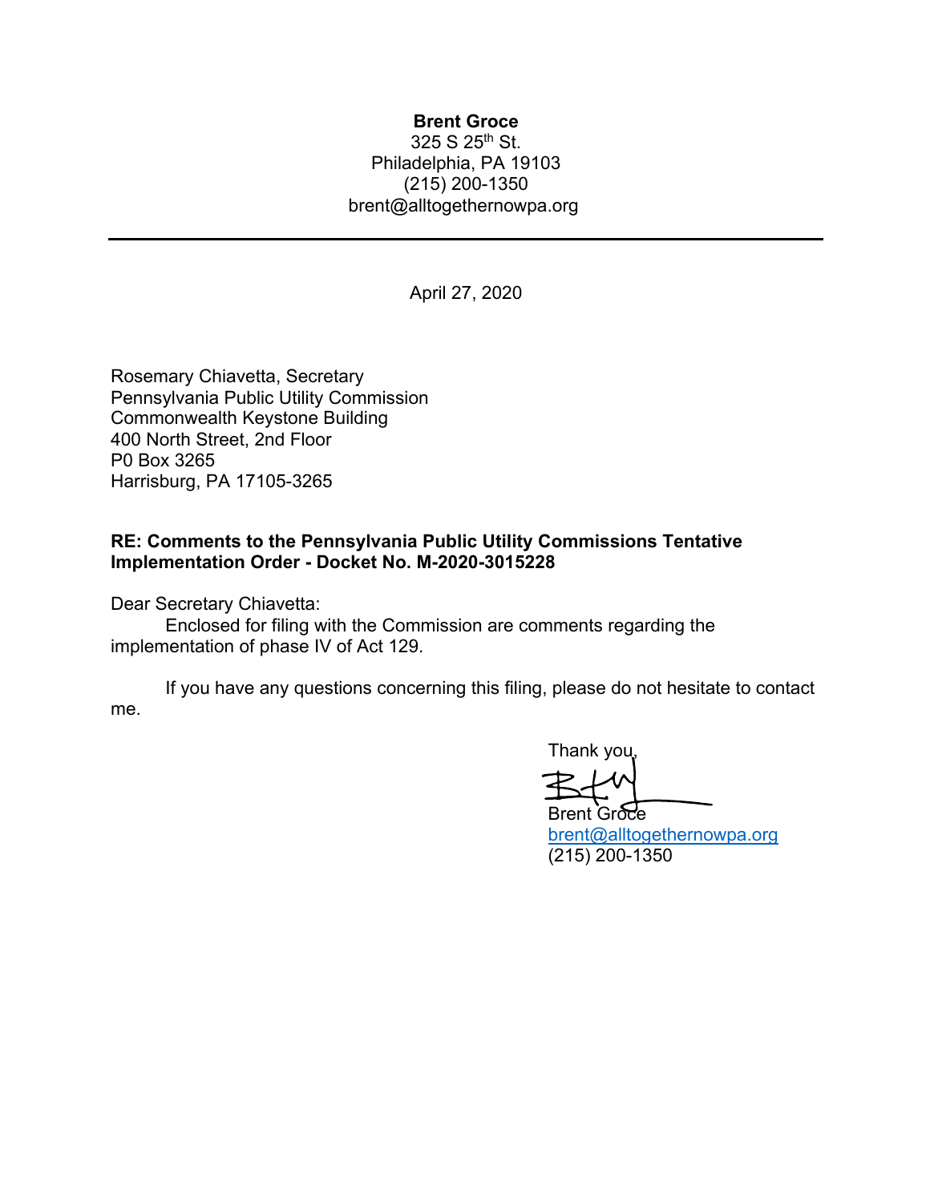**Brent Groce**
325 S 25th St.
Philadelphia, PA 19103
(215) 200-1350
brent@alltogethernowpa.org

---

April 27, 2020

Rosemary Chiavetta, Secretary
Pennsylvania Public Utility Commission
Commonwealth Keystone Building
400 North Street, 2nd Floor
P0 Box 3265
Harrisburg, PA 17105-3265

**RE: Comments to the Pennsylvania Public Utility Commissions Tentative Implementation Order - Docket No. M-2020-3015228**

Dear Secretary Chiavetta:

Enclosed for filing with the Commission are comments regarding the implementation of phase IV of Act 129.

If you have any questions concerning this filing, please do not hesitate to contact me.

Thank you,

Brent Groce
brent@alltogethernowpa.org
(215) 200-1350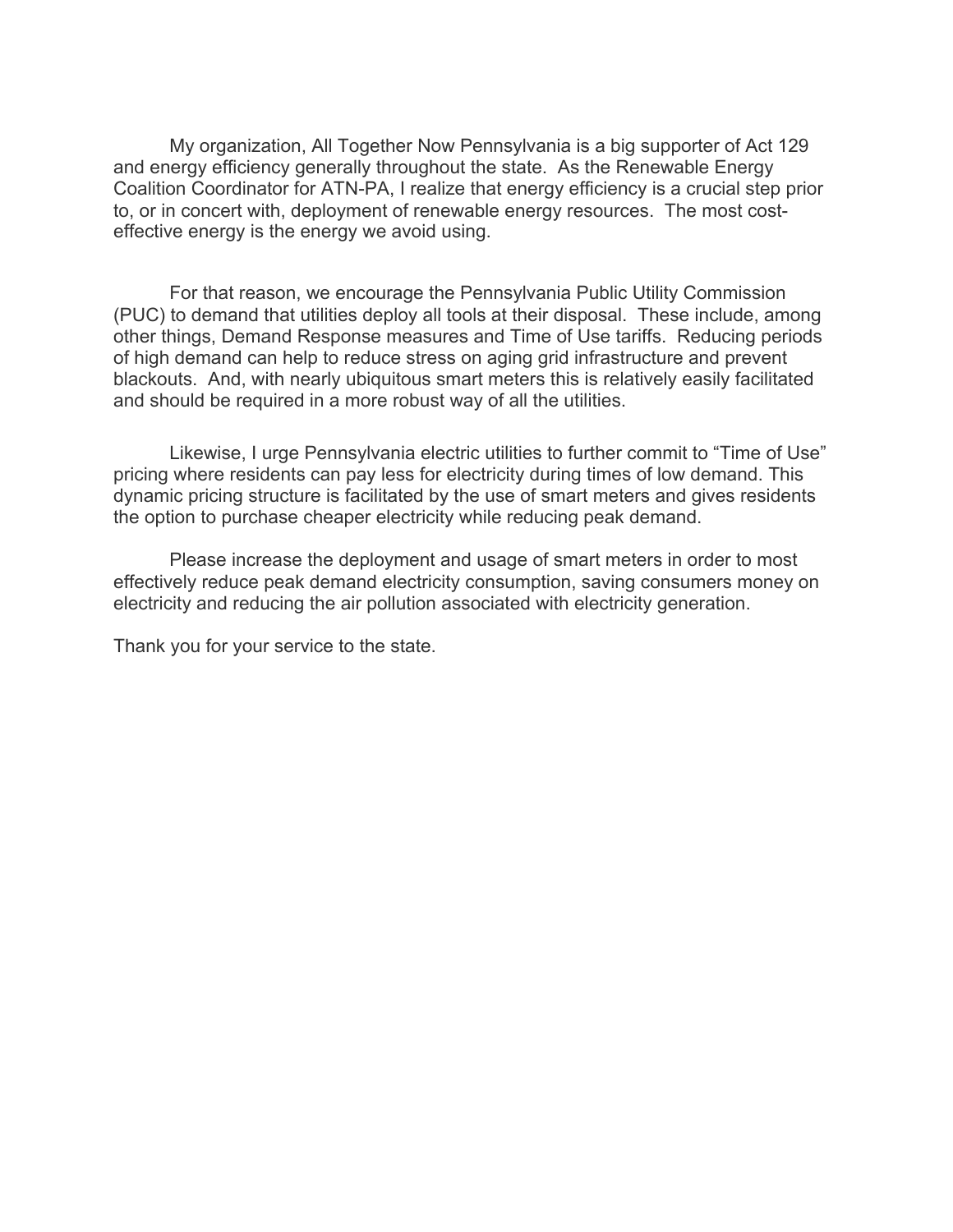My organization, All Together Now Pennsylvania is a big supporter of Act 129 and energy efficiency generally throughout the state. As the Renewable Energy Coalition Coordinator for ATN-PA, I realize that energy efficiency is a crucial step prior to, or in concert with, deployment of renewable energy resources. The most cost-effective energy is the energy we avoid using.

For that reason, we encourage the Pennsylvania Public Utility Commission (PUC) to demand that utilities deploy all tools at their disposal. These include, among other things, Demand Response measures and Time of Use tariffs. Reducing periods of high demand can help to reduce stress on aging grid infrastructure and prevent blackouts. And, with nearly ubiquitous smart meters this is relatively easily facilitated and should be required in a more robust way of all the utilities.

Likewise, I urge Pennsylvania electric utilities to further commit to "Time of Use" pricing where residents can pay less for electricity during times of low demand. This dynamic pricing structure is facilitated by the use of smart meters and gives residents the option to purchase cheaper electricity while reducing peak demand.

Please increase the deployment and usage of smart meters in order to most effectively reduce peak demand electricity consumption, saving consumers money on electricity and reducing the air pollution associated with electricity generation.

Thank you for your service to the state.